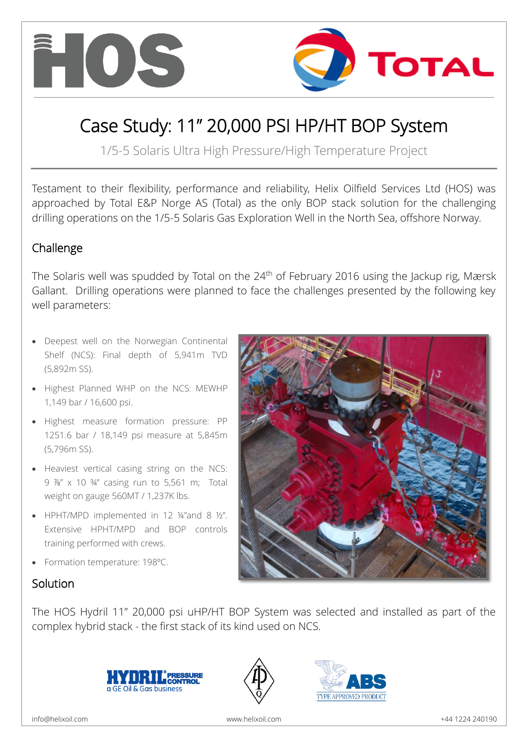# Case Study: 11" 20,000 PSI HP/HT BOP System

1/5-5 Solaris Ultra High Pressure/High Temperature Project

Testament to their flexibility, performance and reliability, Helix Oilfield Services Ltd (HOS) was approached by Total E&P Norge AS (Total) as the only BOP stack solution for the challenging drilling operations on the 1/5-5 Solaris Gas Exploration Well in the North Sea, offshore Norway.

## Challenge

The Solaris well was spudded by Total on the 24th of February 2016 using the Jackup rig, Mærsk Gallant. Drilling operations were planned to face the challenges presented by the following key well parameters:

- Deepest well on the Norwegian Continental Shelf (NCS): Final depth of 5,941m TVD (5,892m SS).
- Highest Planned WHP on the NCS: MEWHP 1,149 bar / 16,600 psi.
- Highest measure formation pressure: PP 1251.6 bar / 18,149 psi measure at 5,845m (5,796m SS).
- Heaviest vertical casing string on the NCS: 9 ⅞" x 10 ¾" casing run to 5,561 m; Total weight on gauge 560MT / 1,237K lbs.
- HPHT/MPD implemented in 12 ¼"and 8 ½". Extensive HPHT/MPD and BOP controls training performed with crews.
- Formation temperature: 198ºC.

## Solution

The HOS Hydril 11" 20,000 psi uHP/HT BOP System was selected and installed as part of the complex hybrid stack - the first stack of its kind used on NCS.

info@helixoil.com www.helixoil.com +44 1224 240190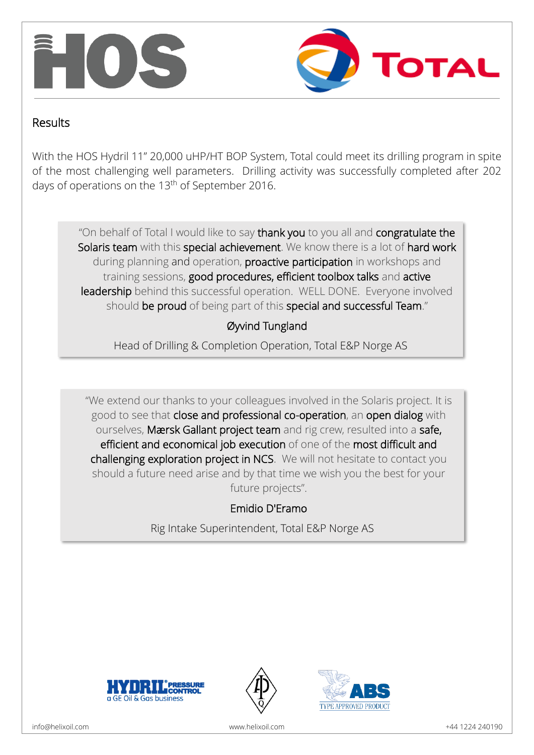## Results

With the HOS Hydril 11” 20,000 uHP/HT BOP System, Total could meet its drilling program in spite of the most challenging well parameters. Drilling activity was successfully completed after 202 days of operations on the 13th of September 2016.

> “On behalf of Total I would like to say **thank you** to you all and **congratulate the Solaris team** with this **special achievement**. We know there is a lot of **hard work** during planning **and** operation, **proactive participation** in workshops and training sessions, **good procedures, efficient toolbox talks** and **active leadership** behind this successful operation. WELL DONE. Everyone involved should **be proud** of being part of this **special and successful Team**.”
>
> Øyvind Tungland
>
> Head of Drilling & Completion Operation, Total E&P Norge AS

> “We extend our thanks to your colleagues involved in the Solaris project. It is good to see that **close and professional co-operation**, an **open dialog** with ourselves, **Mærsk Gallant project team** and rig crew, resulted into a **safe, efficient and economical job execution** of one of the **most difficult and challenging exploration project in NCS**. We will not hesitate to contact you should a future need arise and by that time we wish you the best for your future projects”.
>
> Emidio D'Eramo
>
> Rig Intake Superintendent, Total E&P Norge AS

HYDRIL PRESSURE CONTROL
a GE Oil & Gas business

ABS
TYPE APPROVED PRODUCT

info@helixoil.com www.helixoil.com +44 1224 240190